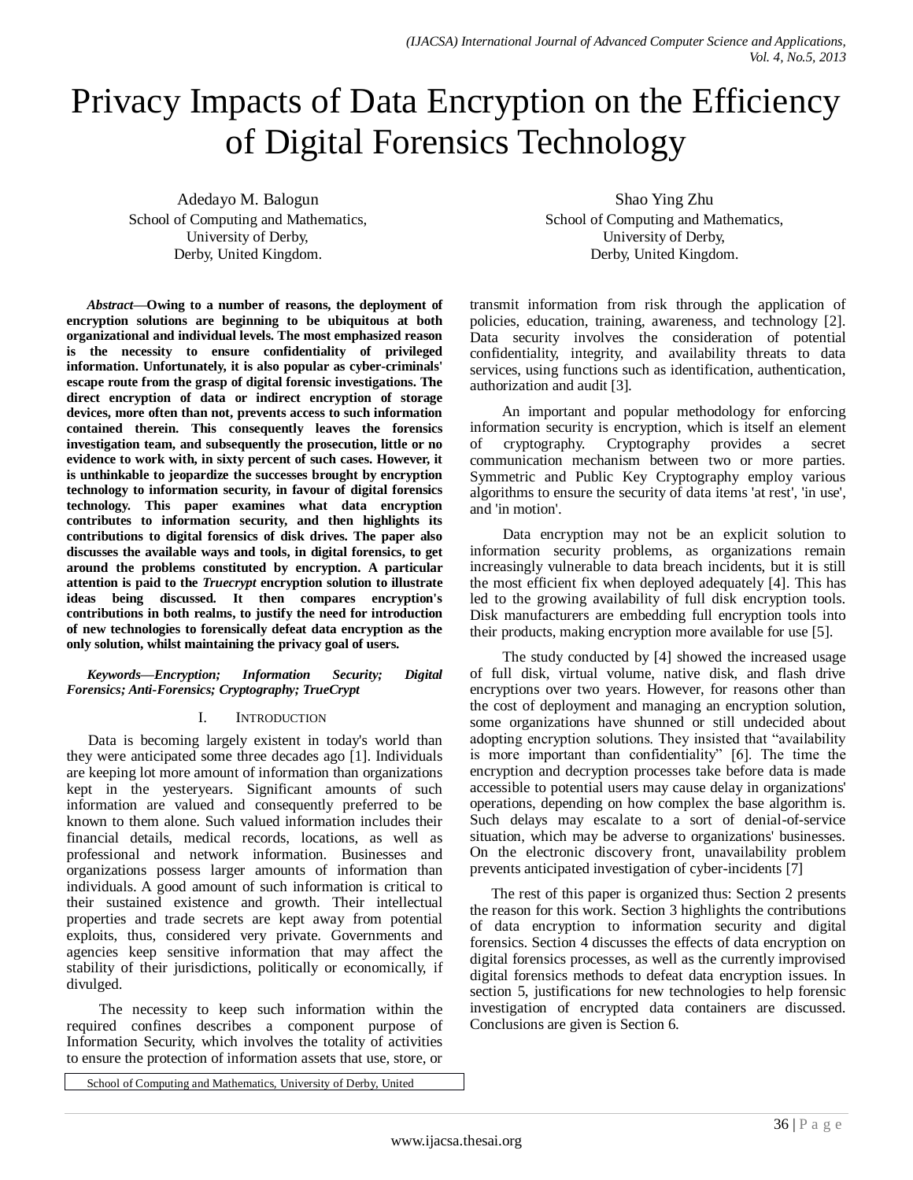# Privacy Impacts of Data Encryption on the Efficiency of Digital Forensics Technology

Adedayo M. Balogun
School of Computing and Mathematics,
University of Derby,
Derby, United Kingdom.

Shao Ying Zhu
School of Computing and Mathematics,
University of Derby,
Derby, United Kingdom.

***Abstract*—Owing to a number of reasons, the deployment of encryption solutions are beginning to be ubiquitous at both organizational and individual levels. The most emphasized reason is the necessity to ensure confidentiality of privileged information. Unfortunately, it is also popular as cyber-criminals' escape route from the grasp of digital forensic investigations. The direct encryption of data or indirect encryption of storage devices, more often than not, prevents access to such information contained therein. This consequently leaves the forensics investigation team, and subsequently the prosecution, little or no evidence to work with, in sixty percent of such cases. However, it is unthinkable to jeopardize the successes brought by encryption technology to information security, in favour of digital forensics technology. This paper examines what data encryption contributes to information security, and then highlights its contributions to digital forensics of disk drives. The paper also discusses the available ways and tools, in digital forensics, to get around the problems constituted by encryption. A particular attention is paid to the *Truecrypt* encryption solution to illustrate ideas being discussed. It then compares encryption's contributions in both realms, to justify the need for introduction of new technologies to forensically defeat data encryption as the only solution, whilst maintaining the privacy goal of users.**

***Keywords*—*Encryption; Information Security; Digital Forensics; Anti-Forensics; Cryptography; TrueCrypt***

## I. Introduction

Data is becoming largely existent in today's world than they were anticipated some three decades ago [1]. Individuals are keeping lot more amount of information than organizations kept in the yesteryears. Significant amounts of such information are valued and consequently preferred to be known to them alone. Such valued information includes their financial details, medical records, locations, as well as professional and network information. Businesses and organizations possess larger amounts of information than individuals. A good amount of such information is critical to their sustained existence and growth. Their intellectual properties and trade secrets are kept away from potential exploits, thus, considered very private. Governments and agencies keep sensitive information that may affect the stability of their jurisdictions, politically or economically, if divulged.

The necessity to keep such information within the required confines describes a component purpose of Information Security, which involves the totality of activities to ensure the protection of information assets that use, store, or transmit information from risk through the application of policies, education, training, awareness, and technology [2]. Data security involves the consideration of potential confidentiality, integrity, and availability threats to data services, using functions such as identification, authentication, authorization and audit [3].

An important and popular methodology for enforcing information security is encryption, which is itself an element of cryptography. Cryptography provides a secret communication mechanism between two or more parties. Symmetric and Public Key Cryptography employ various algorithms to ensure the security of data items 'at rest', 'in use', and 'in motion'.

Data encryption may not be an explicit solution to information security problems, as organizations remain increasingly vulnerable to data breach incidents, but it is still the most efficient fix when deployed adequately [4]. This has led to the growing availability of full disk encryption tools. Disk manufacturers are embedding full encryption tools into their products, making encryption more available for use [5].

The study conducted by [4] showed the increased usage of full disk, virtual volume, native disk, and flash drive encryptions over two years. However, for reasons other than the cost of deployment and managing an encryption solution, some organizations have shunned or still undecided about adopting encryption solutions. They insisted that "availability is more important than confidentiality" [6]. The time the encryption and decryption processes take before data is made accessible to potential users may cause delay in organizations' operations, depending on how complex the base algorithm is. Such delays may escalate to a sort of denial-of-service situation, which may be adverse to organizations' businesses. On the electronic discovery front, unavailability problem prevents anticipated investigation of cyber-incidents [7]

The rest of this paper is organized thus: Section 2 presents the reason for this work. Section 3 highlights the contributions of data encryption to information security and digital forensics. Section 4 discusses the effects of data encryption on digital forensics processes, as well as the currently improvised digital forensics methods to defeat data encryption issues. In section 5, justifications for new technologies to help forensic investigation of encrypted data containers are discussed. Conclusions are given is Section 6.

School of Computing and Mathematics, University of Derby, United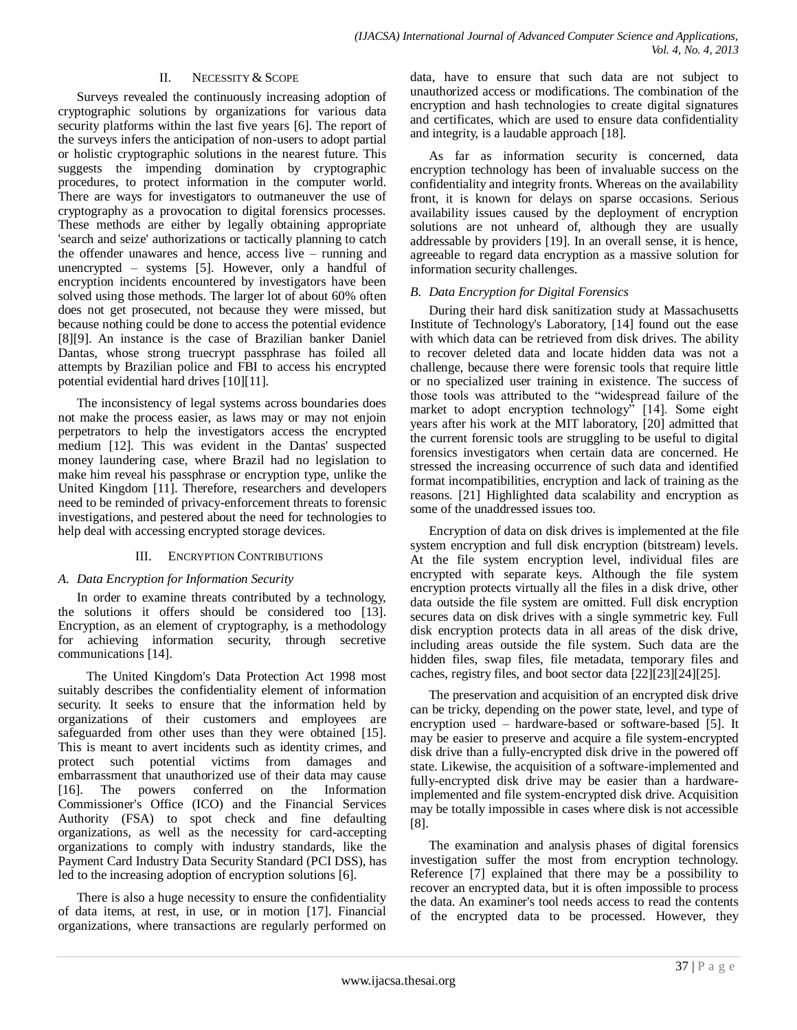## II. NECESSITY & SCOPE

Surveys revealed the continuously increasing adoption of cryptographic solutions by organizations for various data security platforms within the last five years [6]. The report of the surveys infers the anticipation of non-users to adopt partial or holistic cryptographic solutions in the nearest future. This suggests the impending domination by cryptographic procedures, to protect information in the computer world. There are ways for investigators to outmaneuver the use of cryptography as a provocation to digital forensics processes. These methods are either by legally obtaining appropriate 'search and seize' authorizations or tactically planning to catch the offender unawares and hence, access live – running and unencrypted – systems [5]. However, only a handful of encryption incidents encountered by investigators have been solved using those methods. The larger lot of about 60% often does not get prosecuted, not because they were missed, but because nothing could be done to access the potential evidence [8][9]. An instance is the case of Brazilian banker Daniel Dantas, whose strong truecrypt passphrase has foiled all attempts by Brazilian police and FBI to access his encrypted potential evidential hard drives [10][11].

The inconsistency of legal systems across boundaries does not make the process easier, as laws may or may not enjoin perpetrators to help the investigators access the encrypted medium [12]. This was evident in the Dantas' suspected money laundering case, where Brazil had no legislation to make him reveal his passphrase or encryption type, unlike the United Kingdom [11]. Therefore, researchers and developers need to be reminded of privacy-enforcement threats to forensic investigations, and pestered about the need for technologies to help deal with accessing encrypted storage devices.

## III. ENCRYPTION CONTRIBUTIONS

### *A. Data Encryption for Information Security*

In order to examine threats contributed by a technology, the solutions it offers should be considered too [13]. Encryption, as an element of cryptography, is a methodology for achieving information security, through secretive communications [14].

The United Kingdom's Data Protection Act 1998 most suitably describes the confidentiality element of information security. It seeks to ensure that the information held by organizations of their customers and employees are safeguarded from other uses than they were obtained [15]. This is meant to avert incidents such as identity crimes, and protect such potential victims from damages and embarrassment that unauthorized use of their data may cause [16]. The powers conferred on the Information Commissioner's Office (ICO) and the Financial Services Authority (FSA) to spot check and fine defaulting organizations, as well as the necessity for card-accepting organizations to comply with industry standards, like the Payment Card Industry Data Security Standard (PCI DSS), has led to the increasing adoption of encryption solutions [6].

There is also a huge necessity to ensure the confidentiality of data items, at rest, in use, or in motion [17]. Financial organizations, where transactions are regularly performed on data, have to ensure that such data are not subject to unauthorized access or modifications. The combination of the encryption and hash technologies to create digital signatures and certificates, which are used to ensure data confidentiality and integrity, is a laudable approach [18].

As far as information security is concerned, data encryption technology has been of invaluable success on the confidentiality and integrity fronts. Whereas on the availability front, it is known for delays on sparse occasions. Serious availability issues caused by the deployment of encryption solutions are not unheard of, although they are usually addressable by providers [19]. In an overall sense, it is hence, agreeable to regard data encryption as a massive solution for information security challenges.

### *B. Data Encryption for Digital Forensics*

During their hard disk sanitization study at Massachusetts Institute of Technology's Laboratory, [14] found out the ease with which data can be retrieved from disk drives. The ability to recover deleted data and locate hidden data was not a challenge, because there were forensic tools that require little or no specialized user training in existence. The success of those tools was attributed to the "widespread failure of the market to adopt encryption technology" [14]. Some eight years after his work at the MIT laboratory, [20] admitted that the current forensic tools are struggling to be useful to digital forensics investigators when certain data are concerned. He stressed the increasing occurrence of such data and identified format incompatibilities, encryption and lack of training as the reasons. [21] Highlighted data scalability and encryption as some of the unaddressed issues too.

Encryption of data on disk drives is implemented at the file system encryption and full disk encryption (bitstream) levels. At the file system encryption level, individual files are encrypted with separate keys. Although the file system encryption protects virtually all the files in a disk drive, other data outside the file system are omitted. Full disk encryption secures data on disk drives with a single symmetric key. Full disk encryption protects data in all areas of the disk drive, including areas outside the file system. Such data are the hidden files, swap files, file metadata, temporary files and caches, registry files, and boot sector data [22][23][24][25].

The preservation and acquisition of an encrypted disk drive can be tricky, depending on the power state, level, and type of encryption used – hardware-based or software-based [5]. It may be easier to preserve and acquire a file system-encrypted disk drive than a fully-encrypted disk drive in the powered off state. Likewise, the acquisition of a software-implemented and fully-encrypted disk drive may be easier than a hardware-implemented and file system-encrypted disk drive. Acquisition may be totally impossible in cases where disk is not accessible [8].

The examination and analysis phases of digital forensics investigation suffer the most from encryption technology. Reference [7] explained that there may be a possibility to recover an encrypted data, but it is often impossible to process the data. An examiner's tool needs access to read the contents of the encrypted data to be processed. However, they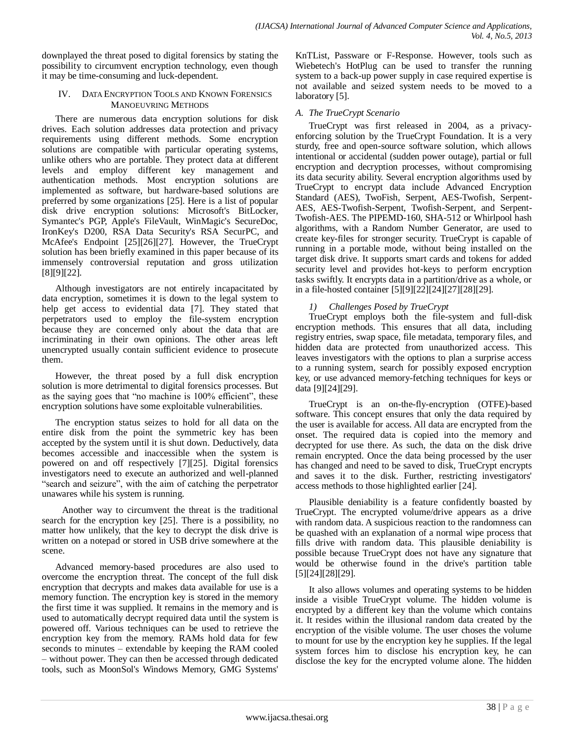downplayed the threat posed to digital forensics by stating the possibility to circumvent encryption technology, even though it may be time-consuming and luck-dependent.

## IV. Data Encryption Tools and Known Forensics Manoeuvring Methods

There are numerous data encryption solutions for disk drives. Each solution addresses data protection and privacy requirements using different methods. Some encryption solutions are compatible with particular operating systems, unlike others who are portable. They protect data at different levels and employ different key management and authentication methods. Most encryption solutions are implemented as software, but hardware-based solutions are preferred by some organizations [25]. Here is a list of popular disk drive encryption solutions: Microsoft's BitLocker, Symantec's PGP, Apple's FileVault, WinMagic's SecureDoc, IronKey's D200, RSA Data Security's RSA SecurPC, and McAfee's Endpoint [25][26][27]. However, the TrueCrypt solution has been briefly examined in this paper because of its immensely controversial reputation and gross utilization [8][9][22].

Although investigators are not entirely incapacitated by data encryption, sometimes it is down to the legal system to help get access to evidential data [7]. They stated that perpetrators used to employ the file-system encryption because they are concerned only about the data that are incriminating in their own opinions. The other areas left unencrypted usually contain sufficient evidence to prosecute them.

However, the threat posed by a full disk encryption solution is more detrimental to digital forensics processes. But as the saying goes that "no machine is 100% efficient", these encryption solutions have some exploitable vulnerabilities.

The encryption status seizes to hold for all data on the entire disk from the point the symmetric key has been accepted by the system until it is shut down. Deductively, data becomes accessible and inaccessible when the system is powered on and off respectively [7][25]. Digital forensics investigators need to execute an authorized and well-planned "search and seizure", with the aim of catching the perpetrator unawares while his system is running.

Another way to circumvent the threat is the traditional search for the encryption key [25]. There is a possibility, no matter how unlikely, that the key to decrypt the disk drive is written on a notepad or stored in USB drive somewhere at the scene.

Advanced memory-based procedures are also used to overcome the encryption threat. The concept of the full disk encryption that decrypts and makes data available for use is a memory function. The encryption key is stored in the memory the first time it was supplied. It remains in the memory and is used to automatically decrypt required data until the system is powered off. Various techniques can be used to retrieve the encryption key from the memory. RAMs hold data for few seconds to minutes – extendable by keeping the RAM cooled – without power. They can then be accessed through dedicated tools, such as MoonSol's Windows Memory, GMG Systems' KnTList, Passware or F-Response. However, tools such as Wiebetech's HotPlug can be used to transfer the running system to a back-up power supply in case required expertise is not available and seized system needs to be moved to a laboratory [5].

### A. The TrueCrypt Scenario

TrueCrypt was first released in 2004, as a privacy-enforcing solution by the TrueCrypt Foundation. It is a very sturdy, free and open-source software solution, which allows intentional or accidental (sudden power outage), partial or full encryption and decryption processes, without compromising its data security ability. Several encryption algorithms used by TrueCrypt to encrypt data include Advanced Encryption Standard (AES), TwoFish, Serpent, AES-Twofish, Serpent-AES, AES-Twofish-Serpent, Twofish-Serpent, and Serpent-Twofish-AES. The PIPEMD-160, SHA-512 or Whirlpool hash algorithms, with a Random Number Generator, are used to create key-files for stronger security. TrueCrypt is capable of running in a portable mode, without being installed on the target disk drive. It supports smart cards and tokens for added security level and provides hot-keys to perform encryption tasks swiftly. It encrypts data in a partition/drive as a whole, or in a file-hosted container [5][9][22][24][27][28][29].

#### 1) Challenges Posed by TrueCrypt

TrueCrypt employs both the file-system and full-disk encryption methods. This ensures that all data, including registry entries, swap space, file metadata, temporary files, and hidden data are protected from unauthorized access. This leaves investigators with the options to plan a surprise access to a running system, search for possibly exposed encryption key, or use advanced memory-fetching techniques for keys or data [9][24][29].

TrueCrypt is an on-the-fly-encryption (OTFE)-based software. This concept ensures that only the data required by the user is available for access. All data are encrypted from the onset. The required data is copied into the memory and decrypted for use there. As such, the data on the disk drive remain encrypted. Once the data being processed by the user has changed and need to be saved to disk, TrueCrypt encrypts and saves it to the disk. Further, restricting investigators' access methods to those highlighted earlier [24].

Plausible deniability is a feature confidently boasted by TrueCrypt. The encrypted volume/drive appears as a drive with random data. A suspicious reaction to the randomness can be quashed with an explanation of a normal wipe process that fills drive with random data. This plausible deniability is possible because TrueCrypt does not have any signature that would be otherwise found in the drive's partition table [5][24][28][29].

It also allows volumes and operating systems to be hidden inside a visible TrueCrypt volume. The hidden volume is encrypted by a different key than the volume which contains it. It resides within the illusional random data created by the encryption of the visible volume. The user choses the volume to mount for use by the encryption key he supplies. If the legal system forces him to disclose his encryption key, he can disclose the key for the encrypted volume alone. The hidden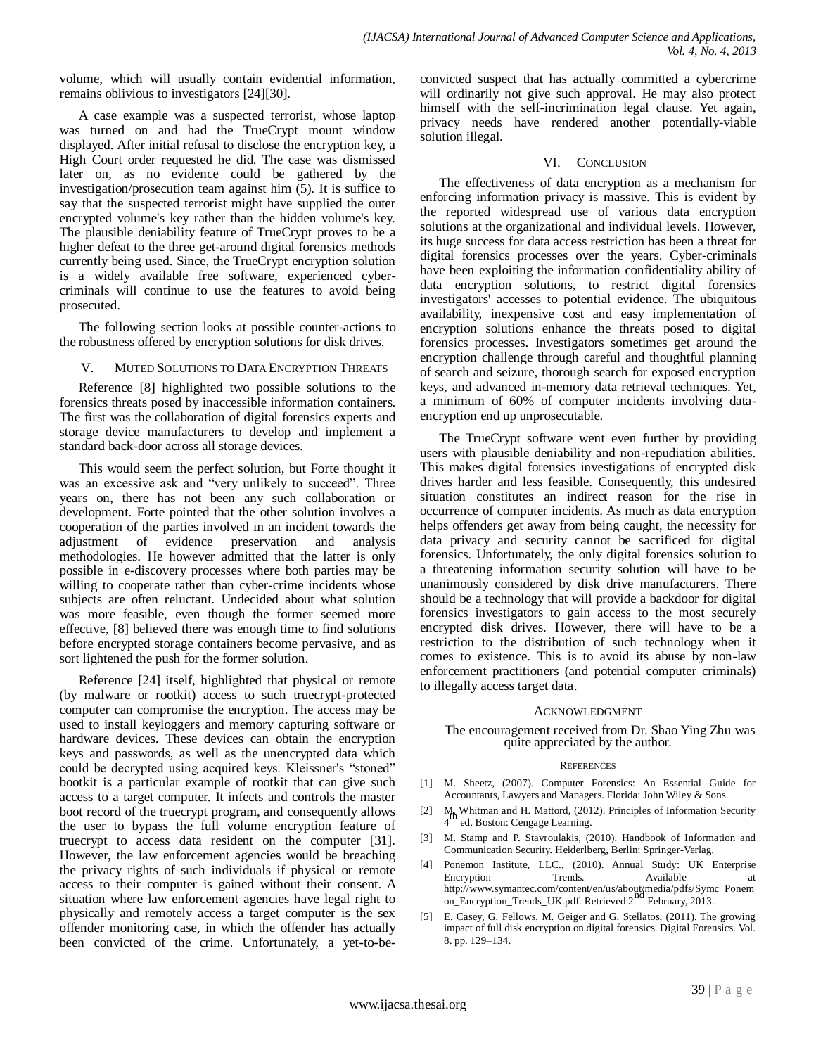volume, which will usually contain evidential information, remains oblivious to investigators [24][30].

A case example was a suspected terrorist, whose laptop was turned on and had the TrueCrypt mount window displayed. After initial refusal to disclose the encryption key, a High Court order requested he did. The case was dismissed later on, as no evidence could be gathered by the investigation/prosecution team against him (5). It is suffice to say that the suspected terrorist might have supplied the outer encrypted volume's key rather than the hidden volume's key. The plausible deniability feature of TrueCrypt proves to be a higher defeat to the three get-around digital forensics methods currently being used. Since, the TrueCrypt encryption solution is a widely available free software, experienced cyber-criminals will continue to use the features to avoid being prosecuted.

The following section looks at possible counter-actions to the robustness offered by encryption solutions for disk drives.

## V. Muted Solutions to Data Encryption Threats

Reference [8] highlighted two possible solutions to the forensics threats posed by inaccessible information containers. The first was the collaboration of digital forensics experts and storage device manufacturers to develop and implement a standard back-door across all storage devices.

This would seem the perfect solution, but Forte thought it was an excessive ask and "very unlikely to succeed". Three years on, there has not been any such collaboration or development. Forte pointed that the other solution involves a cooperation of the parties involved in an incident towards the adjustment of evidence preservation and analysis methodologies. He however admitted that the latter is only possible in e-discovery processes where both parties may be willing to cooperate rather than cyber-crime incidents whose subjects are often reluctant. Undecided about what solution was more feasible, even though the former seemed more effective, [8] believed there was enough time to find solutions before encrypted storage containers become pervasive, and as sort lightened the push for the former solution.

Reference [24] itself, highlighted that physical or remote (by malware or rootkit) access to such truecrypt-protected computer can compromise the encryption. The access may be used to install keyloggers and memory capturing software or hardware devices. These devices can obtain the encryption keys and passwords, as well as the unencrypted data which could be decrypted using acquired keys. Kleissner's "stoned" bootkit is a particular example of rootkit that can give such access to a target computer. It infects and controls the master boot record of the truecrypt program, and consequently allows the user to bypass the full volume encryption feature of truecrypt to access data resident on the computer [31]. However, the law enforcement agencies would be breaching the privacy rights of such individuals if physical or remote access to their computer is gained without their consent. A situation where law enforcement agencies have legal right to physically and remotely access a target computer is the sex offender monitoring case, in which the offender has actually been convicted of the crime. Unfortunately, a yet-to-be-convicted suspect that has actually committed a cybercrime will ordinarily not give such approval. He may also protect himself with the self-incrimination legal clause. Yet again, privacy needs have rendered another potentially-viable solution illegal.

## VI. Conclusion

The effectiveness of data encryption as a mechanism for enforcing information privacy is massive. This is evident by the reported widespread use of various data encryption solutions at the organizational and individual levels. However, its huge success for data access restriction has been a threat for digital forensics processes over the years. Cyber-criminals have been exploiting the information confidentiality ability of data encryption solutions, to restrict digital forensics investigators' accesses to potential evidence. The ubiquitous availability, inexpensive cost and easy implementation of encryption solutions enhance the threats posed to digital forensics processes. Investigators sometimes get around the encryption challenge through careful and thoughtful planning of search and seizure, thorough search for exposed encryption keys, and advanced in-memory data retrieval techniques. Yet, a minimum of 60% of computer incidents involving data-encryption end up unprosecutable.

The TrueCrypt software went even further by providing users with plausible deniability and non-repudiation abilities. This makes digital forensics investigations of encrypted disk drives harder and less feasible. Consequently, this undesired situation constitutes an indirect reason for the rise in occurrence of computer incidents. As much as data encryption helps offenders get away from being caught, the necessity for data privacy and security cannot be sacrificed for digital forensics. Unfortunately, the only digital forensics solution to a threatening information security solution will have to be unanimously considered by disk drive manufacturers. There should be a technology that will provide a backdoor for digital forensics investigators to gain access to the most securely encrypted disk drives. However, there will have to be a restriction to the distribution of such technology when it comes to existence. This is to avoid its abuse by non-law enforcement practitioners (and potential computer criminals) to illegally access target data.

## Acknowledgment

The encouragement received from Dr. Shao Ying Zhu was quite appreciated by the author.

## References

[1] M. Sheetz, (2007). Computer Forensics: An Essential Guide for Accountants, Lawyers and Managers. Florida: John Wiley & Sons.

[2] M. Whitman and H. Mattord, (2012). Principles of Information Security 4th ed. Boston: Cengage Learning.

[3] M. Stamp and P. Stavroulakis, (2010). Handbook of Information and Communication Security. Heiderlberg, Berlin: Springer-Verlag.

[4] Ponemon Institute, LLC., (2010). Annual Study: UK Enterprise Encryption Trends. Available at http://www.symantec.com/content/en/us/about/media/pdfs/Symc_Ponemon_Encryption_Trends_UK.pdf. Retrieved 2nd February, 2013.

[5] E. Casey, G. Fellows, M. Geiger and G. Stellatos, (2011). The growing impact of full disk encryption on digital forensics. Digital Forensics. Vol. 8. pp. 129–134.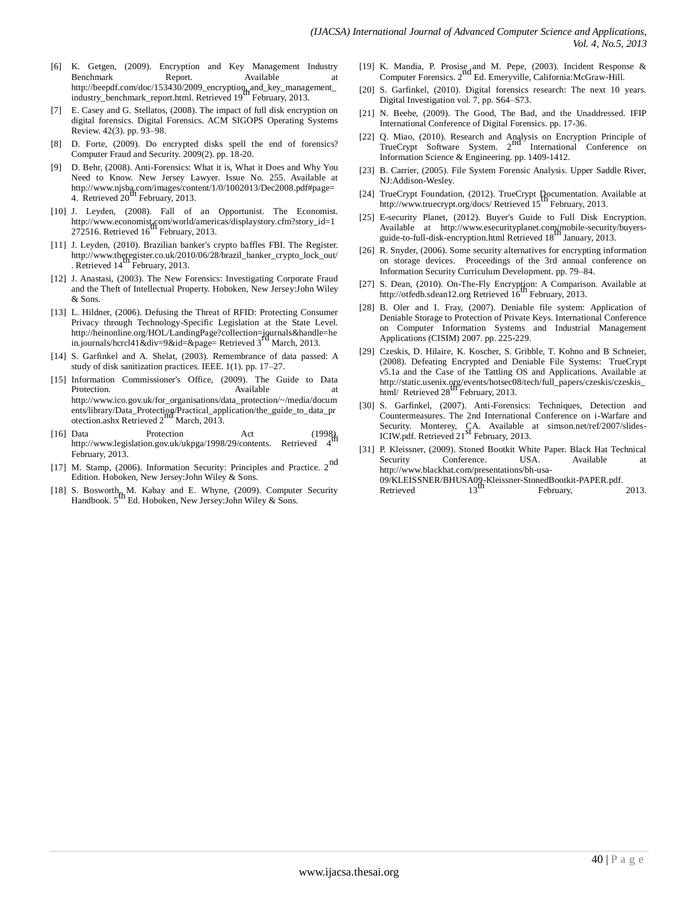[6] K. Getgen, (2009). Encryption and Key Management Industry Benchmark Report. Available at http://beepdf.com/doc/153430/2009_encryption_and_key_management_industry_benchmark_report.html. Retrieved 19th February, 2013.

[7] E. Casey and G. Stellatos, (2008). The impact of full disk encryption on digital forensics. Digital Forensics. ACM SIGOPS Operating Systems Review. 42(3). pp. 93–98.

[8] D. Forte, (2009). Do encrypted disks spell the end of forensics? Computer Fraud and Security. 2009(2). pp. 18-20.

[9] D. Behr, (2008). Anti-Forensics: What it is, What it Does and Why You Need to Know. New Jersey Lawyer. Issue No. 255. Available at http://www.njsba.com/images/content/1/0/1002013/Dec2008.pdf#page=4. Retrieved 20th February, 2013.

[10] J. Leyden, (2008). Fall of an Opportunist. The Economist. http://www.economist.com/world/americas/displaystory.cfm?story_id=1272516. Retrieved 16th February, 2013.

[11] J. Leyden, (2010). Brazilian banker's crypto baffles FBI. The Register. http://www.theregister.co.uk/2010/06/28/brazil_banker_crypto_lock_out/. Retrieved 14th February, 2013.

[12] J. Anastasi, (2003). The New Forensics: Investigating Corporate Fraud and the Theft of Intellectual Property. Hoboken, New Jersey:John Wiley & Sons.

[13] L. Hildner, (2006). Defusing the Threat of RFID: Protecting Consumer Privacy through Technology-Specific Legislation at the State Level. http://heinonline.org/HOL/LandingPage?collection=journals&handle=hein.journals/hcrcl41&div=9&id=&page= Retrieved 3rd March, 2013.

[14] S. Garfinkel and A. Shelat, (2003). Remembrance of data passed: A study of disk sanitization practices. IEEE. 1(1). pp. 17–27.

[15] Information Commissioner's Office, (2009). The Guide to Data Protection. Available at http://www.ico.gov.uk/for_organisations/data_protection/~/media/documents/library/Data_Protection/Practical_application/the_guide_to_data_protection.ashx Retrieved 2nd March, 2013.

[16] Data Protection Act (1998). http://www.legislation.gov.uk/ukpga/1998/29/contents. Retrieved 4th February, 2013.

[17] M. Stamp, (2006). Information Security: Principles and Practice. 2nd Edition. Hoboken, New Jersey:John Wiley & Sons.

[18] S. Bosworth, M. Kabay and E. Whyne, (2009). Computer Security Handbook. 5th Ed. Hoboken, New Jersey:John Wiley & Sons.

[19] K. Mandia, P. Prosise and M. Pepe, (2003). Incident Response & Computer Forensics. 2nd Ed. Emeryville, California:McGraw-Hill.

[20] S. Garfinkel, (2010). Digital forensics research: The next 10 years. Digital Investigation vol. 7, pp. S64–S73.

[21] N. Beebe, (2009). The Good, The Bad, and the Unaddressed. IFIP International Conference of Digital Forensics. pp. 17-36.

[22] Q. Miao, (2010). Research and Analysis on Encryption Principle of TrueCrypt Software System. 2nd International Conference on Information Science & Engineering. pp. 1409-1412.

[23] B. Carrier, (2005). File System Forensic Analysis. Upper Saddle River, NJ:Addison-Wesley.

[24] TrueCrypt Foundation, (2012). TrueCrypt Documentation. Available at http://www.truecrypt.org/docs/ Retrieved 15th February, 2013.

[25] E-security Planet, (2012). Buyer's Guide to Full Disk Encryption. Available at http://www.esecurityplanet.com/mobile-security/buyers-guide-to-full-disk-encryption.html Retrieved 18th January, 2013.

[26] R. Snyder, (2006). Some security alternatives for encrypting information on storage devices. Proceedings of the 3rd annual conference on Information Security Curriculum Development. pp. 79–84.

[27] S. Dean, (2010). On-The-Fly Encryption: A Comparison. Available at http://otfedb.sdean12.org Retrieved 16th February, 2013.

[28] B. Oler and I. Fray, (2007). Deniable file system: Application of Deniable Storage to Protection of Private Keys. International Conference on Computer Information Systems and Industrial Management Applications (CISIM) 2007. pp. 225-229.

[29] Czeskis, D. Hilaire, K. Koscher, S. Gribble, T. Kohno and B Schneier, (2008). Defeating Encrypted and Deniable File Systems: TrueCrypt v5.1a and the Case of the Tattling OS and Applications. Available at http://static.usenix.org/events/hotsec08/tech/full_papers/czeskis/czeskis_html/ Retrieved 28th February, 2013.

[30] S. Garfinkel, (2007). Anti-Forensics: Techniques, Detection and Countermeasures. The 2nd International Conference on i-Warfare and Security. Monterey, CA. Available at simson.net/ref/2007/slides-ICIW.pdf. Retrieved 21st February, 2013.

[31] P. Kleissner, (2009). Stoned Bootkit White Paper. Black Hat Technical Security Conference. USA. Available at http://www.blackhat.com/presentations/bh-usa-09/KLEISSNER/BHUSA09-Kleissner-StonedBootkit-PAPER.pdf. Retrieved 13th February, 2013.